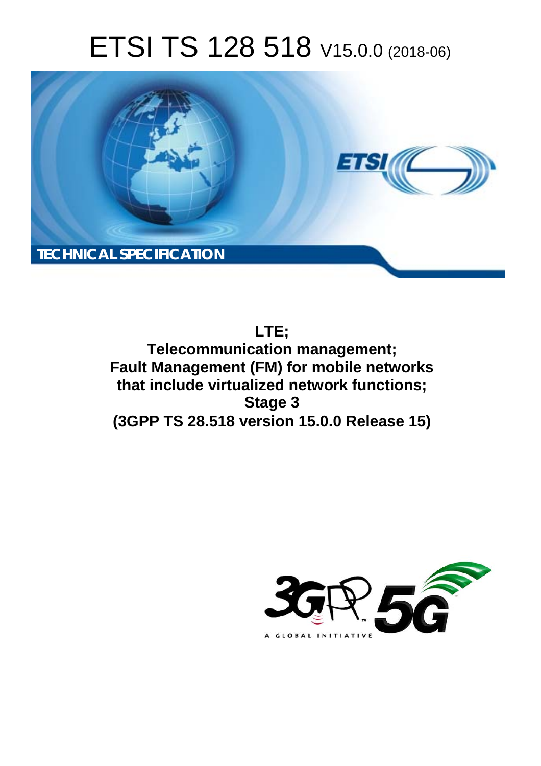# ETSI TS 128 518 V15.0.0 (2018-06)

TECHNICAL SPECIFICATION

**LTE;**
**Telecommunication management;**
**Fault Management (FM) for mobile networks that include virtualized network functions;**
**Stage 3**
**(3GPP TS 28.518 version 15.0.0 Release 15)**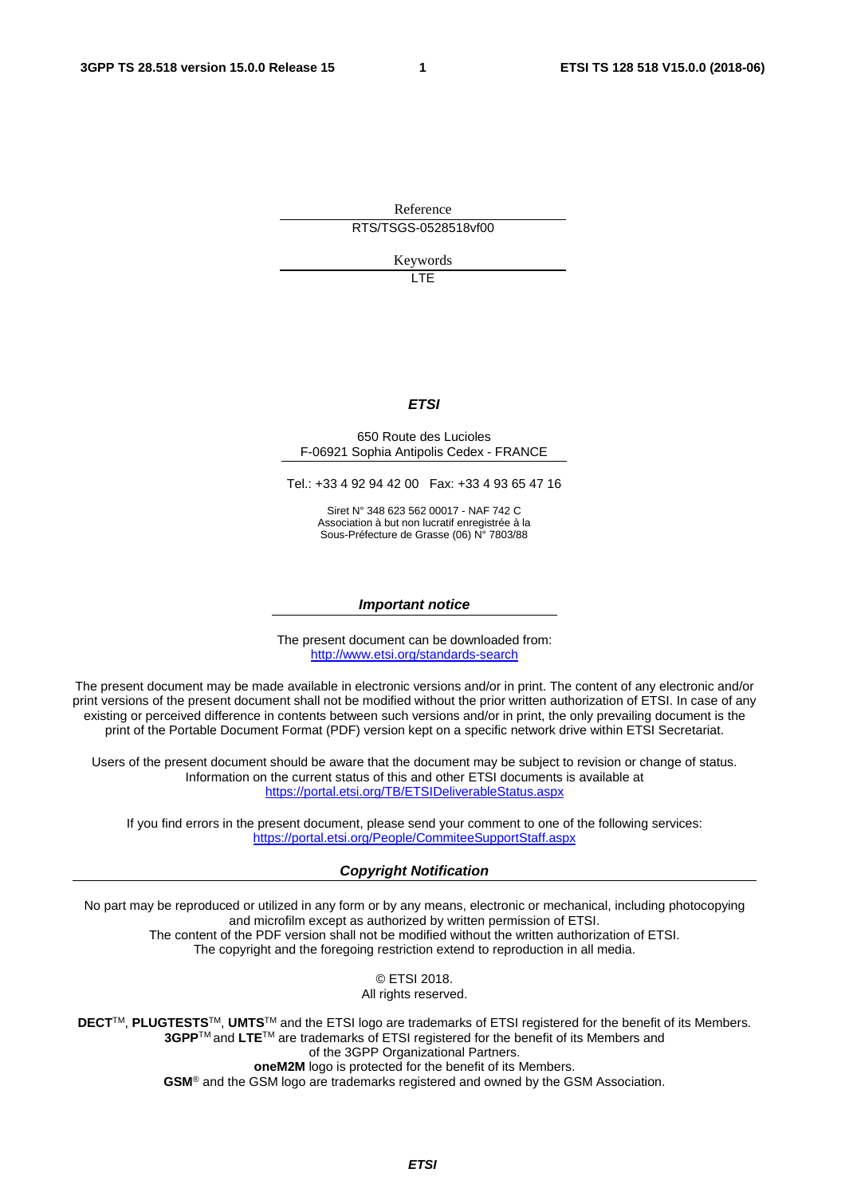Reference

RTS/TSGS-0528518vf00

Keywords

LTE

***ETSI***

650 Route des Lucioles
F-06921 Sophia Antipolis Cedex - FRANCE

Tel.: +33 4 92 94 42 00   Fax: +33 4 93 65 47 16

Siret N° 348 623 562 00017 - NAF 742 C
Association à but non lucratif enregistrée à la
Sous-Préfecture de Grasse (06) N° 7803/88

***Important notice***

The present document can be downloaded from:
http://www.etsi.org/standards-search

The present document may be made available in electronic versions and/or in print. The content of any electronic and/or print versions of the present document shall not be modified without the prior written authorization of ETSI. In case of any existing or perceived difference in contents between such versions and/or in print, the only prevailing document is the print of the Portable Document Format (PDF) version kept on a specific network drive within ETSI Secretariat.

Users of the present document should be aware that the document may be subject to revision or change of status. Information on the current status of this and other ETSI documents is available at
https://portal.etsi.org/TB/ETSIDeliverableStatus.aspx

If you find errors in the present document, please send your comment to one of the following services:
https://portal.etsi.org/People/CommiteeSupportStaff.aspx

***Copyright Notification***

No part may be reproduced or utilized in any form or by any means, electronic or mechanical, including photocopying and microfilm except as authorized by written permission of ETSI.
The content of the PDF version shall not be modified without the written authorization of ETSI.
The copyright and the foregoing restriction extend to reproduction in all media.

© ETSI 2018.
All rights reserved.

**DECT**™, **PLUGTESTS**™, **UMTS**™ and the ETSI logo are trademarks of ETSI registered for the benefit of its Members.
**3GPP**™ and **LTE**™ are trademarks of ETSI registered for the benefit of its Members and
of the 3GPP Organizational Partners.
**oneM2M** logo is protected for the benefit of its Members.
**GSM**® and the GSM logo are trademarks registered and owned by the GSM Association.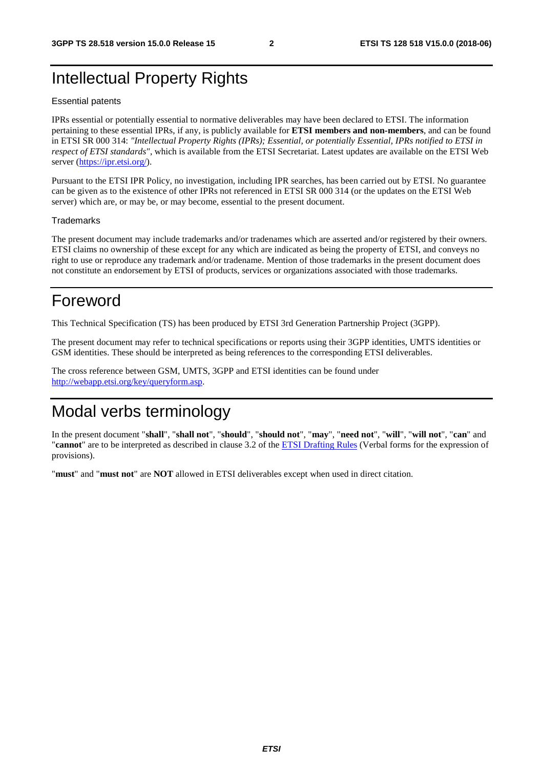# Intellectual Property Rights

Essential patents

IPRs essential or potentially essential to normative deliverables may have been declared to ETSI. The information pertaining to these essential IPRs, if any, is publicly available for **ETSI members and non-members**, and can be found in ETSI SR 000 314: *"Intellectual Property Rights (IPRs); Essential, or potentially Essential, IPRs notified to ETSI in respect of ETSI standards"*, which is available from the ETSI Secretariat. Latest updates are available on the ETSI Web server (https://ipr.etsi.org/).

Pursuant to the ETSI IPR Policy, no investigation, including IPR searches, has been carried out by ETSI. No guarantee can be given as to the existence of other IPRs not referenced in ETSI SR 000 314 (or the updates on the ETSI Web server) which are, or may be, or may become, essential to the present document.

Trademarks

The present document may include trademarks and/or tradenames which are asserted and/or registered by their owners. ETSI claims no ownership of these except for any which are indicated as being the property of ETSI, and conveys no right to use or reproduce any trademark and/or tradename. Mention of those trademarks in the present document does not constitute an endorsement by ETSI of products, services or organizations associated with those trademarks.

# Foreword

This Technical Specification (TS) has been produced by ETSI 3rd Generation Partnership Project (3GPP).

The present document may refer to technical specifications or reports using their 3GPP identities, UMTS identities or GSM identities. These should be interpreted as being references to the corresponding ETSI deliverables.

The cross reference between GSM, UMTS, 3GPP and ETSI identities can be found under http://webapp.etsi.org/key/queryform.asp.

# Modal verbs terminology

In the present document "**shall**", "**shall not**", "**should**", "**should not**", "**may**", "**need not**", "**will**", "**will not**", "**can**" and "**cannot**" are to be interpreted as described in clause 3.2 of the ETSI Drafting Rules (Verbal forms for the expression of provisions).

"**must**" and "**must not**" are **NOT** allowed in ETSI deliverables except when used in direct citation.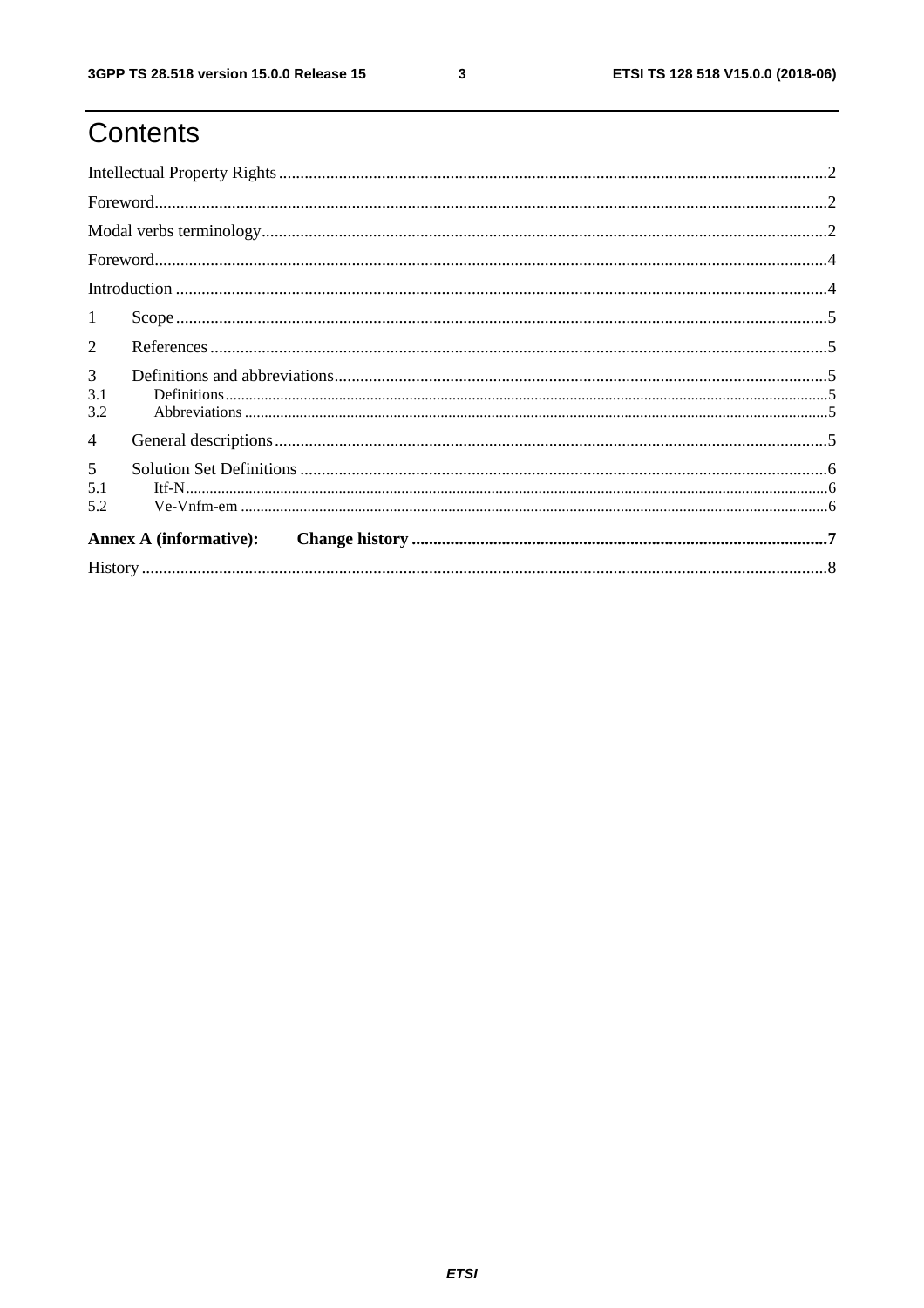# Contents

Intellectual Property Rights ........................................ 2

Foreword ........................................ 2

Modal verbs terminology ........................................ 2

Foreword ........................................ 4

Introduction ........................................ 4

1 Scope ........................................ 5

2 References ........................................ 5

3 Definitions and abbreviations ........................................ 5

3.1 Definitions ........................................ 5

3.2 Abbreviations ........................................ 5

4 General descriptions ........................................ 5

5 Solution Set Definitions ........................................ 6

5.1 Itf-N ........................................ 6

5.2 Ve-Vnfm-em ........................................ 6

**Annex A (informative): Change history** ........................................ **7**

History ........................................ 8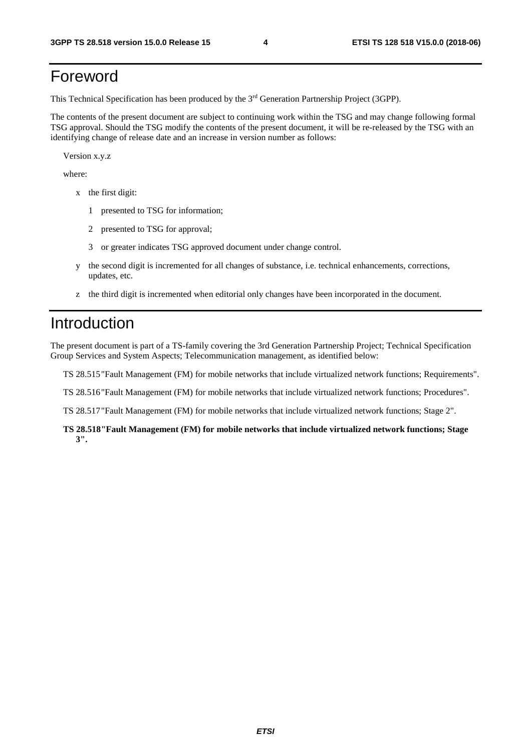# Foreword

This Technical Specification has been produced by the 3rd Generation Partnership Project (3GPP).

The contents of the present document are subject to continuing work within the TSG and may change following formal TSG approval. Should the TSG modify the contents of the present document, it will be re-released by the TSG with an identifying change of release date and an increase in version number as follows:

Version x.y.z

where:

- x the first digit:
  - 1 presented to TSG for information;
  - 2 presented to TSG for approval;
  - 3 or greater indicates TSG approved document under change control.
- y the second digit is incremented for all changes of substance, i.e. technical enhancements, corrections, updates, etc.
- z the third digit is incremented when editorial only changes have been incorporated in the document.

# Introduction

The present document is part of a TS-family covering the 3rd Generation Partnership Project; Technical Specification Group Services and System Aspects; Telecommunication management, as identified below:

TS 28.515 "Fault Management (FM) for mobile networks that include virtualized network functions; Requirements".

TS 28.516 "Fault Management (FM) for mobile networks that include virtualized network functions; Procedures".

TS 28.517 "Fault Management (FM) for mobile networks that include virtualized network functions; Stage 2".

**TS 28.518 "Fault Management (FM) for mobile networks that include virtualized network functions; Stage 3".**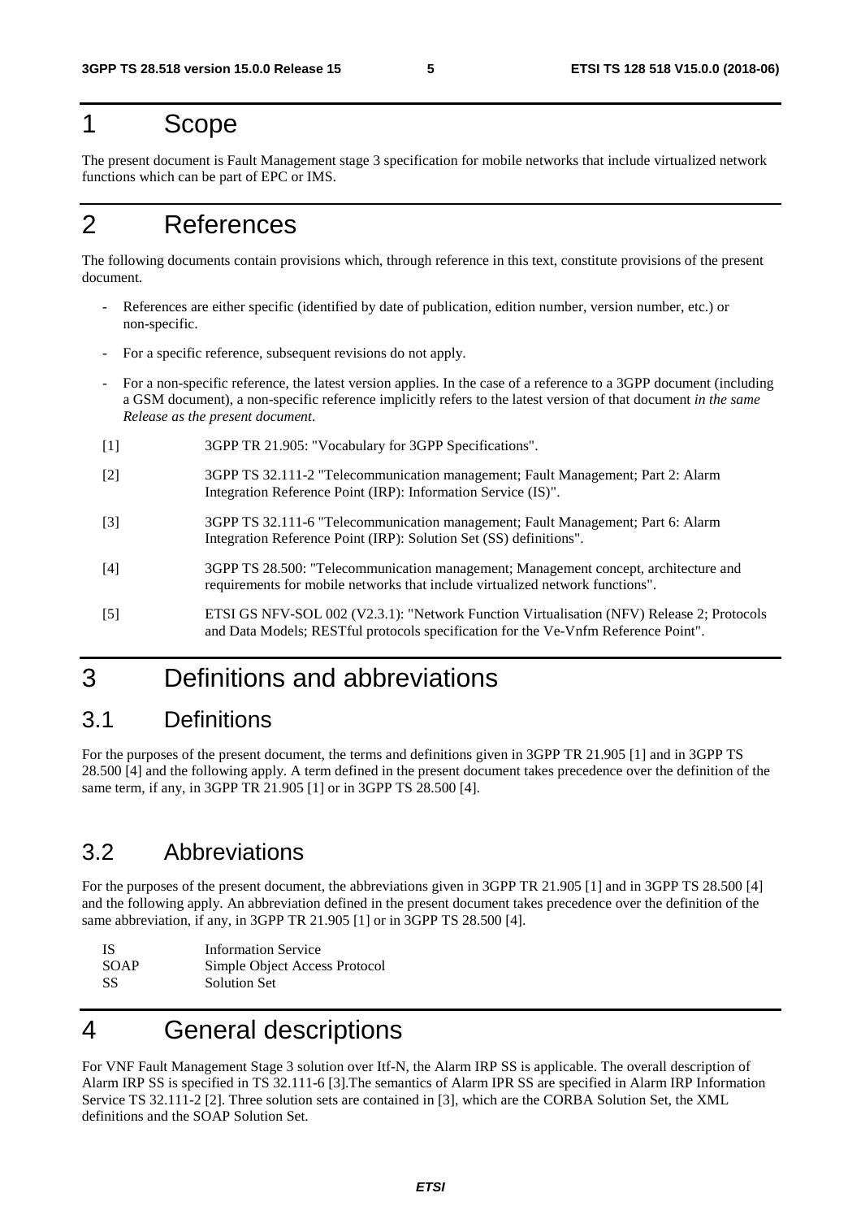# 1 Scope

The present document is Fault Management stage 3 specification for mobile networks that include virtualized network functions which can be part of EPC or IMS.

# 2 References

The following documents contain provisions which, through reference in this text, constitute provisions of the present document.

- References are either specific (identified by date of publication, edition number, version number, etc.) or non-specific.
- For a specific reference, subsequent revisions do not apply.
- For a non-specific reference, the latest version applies. In the case of a reference to a 3GPP document (including a GSM document), a non-specific reference implicitly refers to the latest version of that document *in the same Release as the present document*.

[1] 3GPP TR 21.905: "Vocabulary for 3GPP Specifications".

[2] 3GPP TS 32.111-2 "Telecommunication management; Fault Management; Part 2: Alarm Integration Reference Point (IRP): Information Service (IS)".

[3] 3GPP TS 32.111-6 "Telecommunication management; Fault Management; Part 6: Alarm Integration Reference Point (IRP): Solution Set (SS) definitions".

[4] 3GPP TS 28.500: "Telecommunication management; Management concept, architecture and requirements for mobile networks that include virtualized network functions".

[5] ETSI GS NFV-SOL 002 (V2.3.1): "Network Function Virtualisation (NFV) Release 2; Protocols and Data Models; RESTful protocols specification for the Ve-Vnfm Reference Point".

# 3 Definitions and abbreviations

## 3.1 Definitions

For the purposes of the present document, the terms and definitions given in 3GPP TR 21.905 [1] and in 3GPP TS 28.500 [4] and the following apply. A term defined in the present document takes precedence over the definition of the same term, if any, in 3GPP TR 21.905 [1] or in 3GPP TS 28.500 [4].

## 3.2 Abbreviations

For the purposes of the present document, the abbreviations given in 3GPP TR 21.905 [1] and in 3GPP TS 28.500 [4] and the following apply. An abbreviation defined in the present document takes precedence over the definition of the same abbreviation, if any, in 3GPP TR 21.905 [1] or in 3GPP TS 28.500 [4].

IS Information Service
SOAP Simple Object Access Protocol
SS Solution Set

# 4 General descriptions

For VNF Fault Management Stage 3 solution over Itf-N, the Alarm IRP SS is applicable. The overall description of Alarm IRP SS is specified in TS 32.111-6 [3].The semantics of Alarm IPR SS are specified in Alarm IRP Information Service TS 32.111-2 [2]. Three solution sets are contained in [3], which are the CORBA Solution Set, the XML definitions and the SOAP Solution Set.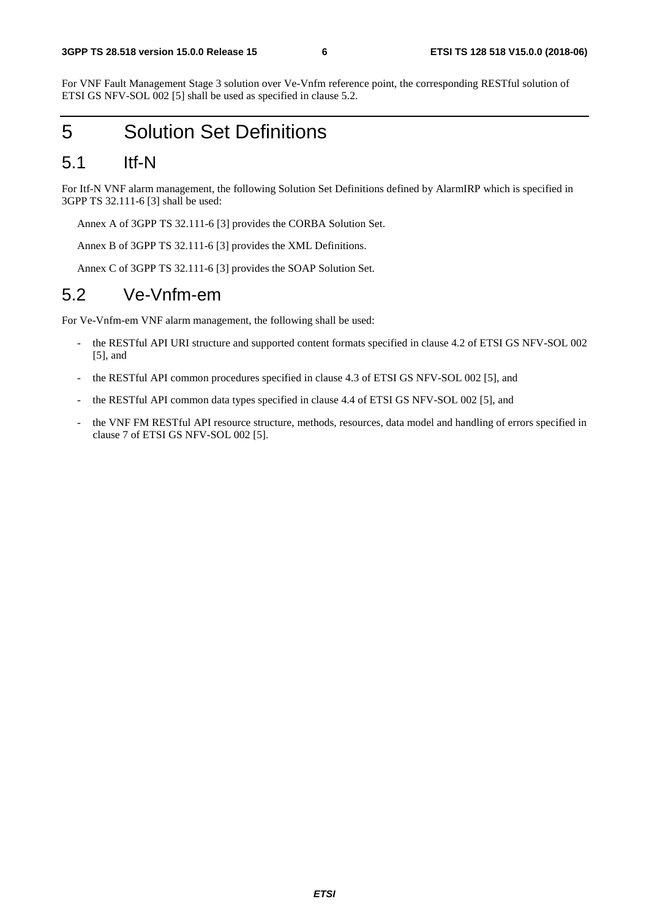For VNF Fault Management Stage 3 solution over Ve-Vnfm reference point, the corresponding RESTful solution of ETSI GS NFV-SOL 002 [5] shall be used as specified in clause 5.2.

# 5 Solution Set Definitions

## 5.1 Itf-N

For Itf-N VNF alarm management, the following Solution Set Definitions defined by AlarmIRP which is specified in 3GPP TS 32.111-6 [3] shall be used:

Annex A of 3GPP TS 32.111-6 [3] provides the CORBA Solution Set.

Annex B of 3GPP TS 32.111-6 [3] provides the XML Definitions.

Annex C of 3GPP TS 32.111-6 [3] provides the SOAP Solution Set.

## 5.2 Ve-Vnfm-em

For Ve-Vnfm-em VNF alarm management, the following shall be used:

- the RESTful API URI structure and supported content formats specified in clause 4.2 of ETSI GS NFV-SOL 002 [5], and
- the RESTful API common procedures specified in clause 4.3 of ETSI GS NFV-SOL 002 [5], and
- the RESTful API common data types specified in clause 4.4 of ETSI GS NFV-SOL 002 [5], and
- the VNF FM RESTful API resource structure, methods, resources, data model and handling of errors specified in clause 7 of ETSI GS NFV-SOL 002 [5].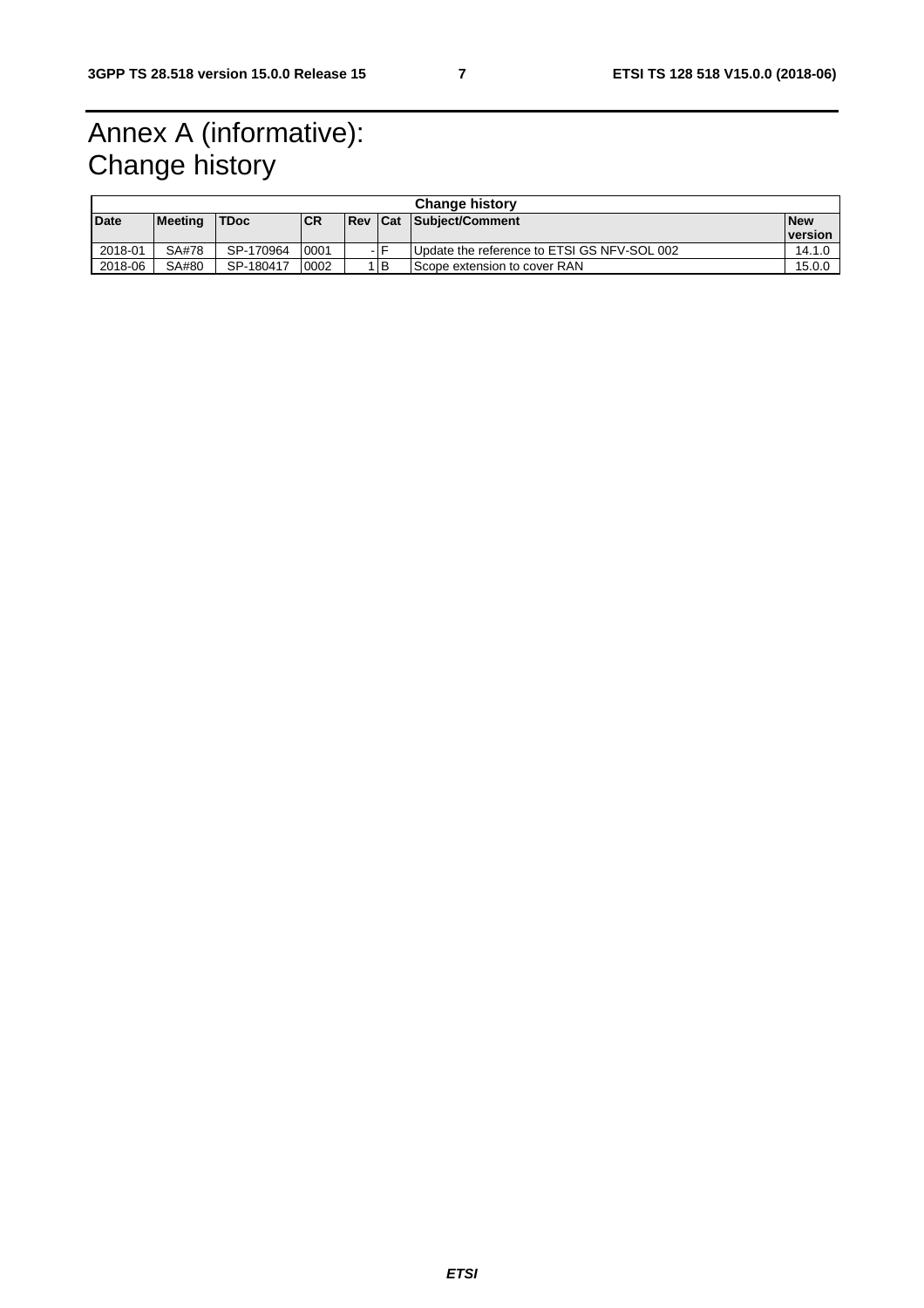# Annex A (informative): Change history

| Change history | | | | | | | |
|---|---|---|---|---|---|---|---|
| **Date** | **Meeting** | **TDoc** | **CR** | **Rev** | **Cat** | **Subject/Comment** | **New version** |
| 2018-01 | SA#78 | SP-170964 | 0001 | - | F | Update the reference to ETSI GS NFV-SOL 002 | 14.1.0 |
| 2018-06 | SA#80 | SP-180417 | 0002 | 1 | B | Scope extension to cover RAN | 15.0.0 |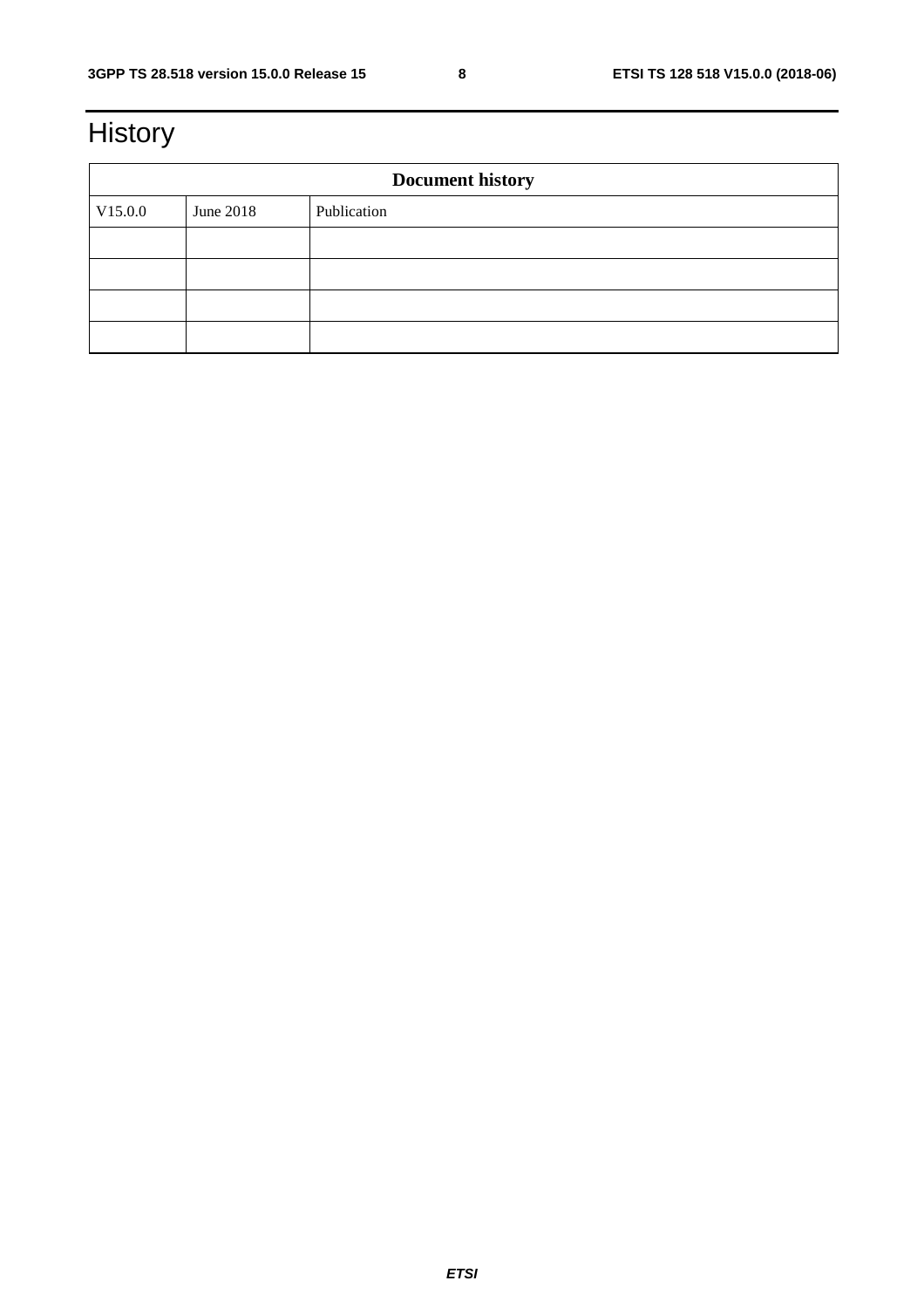# History

| Document history | | |
|---|---|---|
| V15.0.0 | June 2018 | Publication |
| | | |
| | | |
| | | |
| | | |